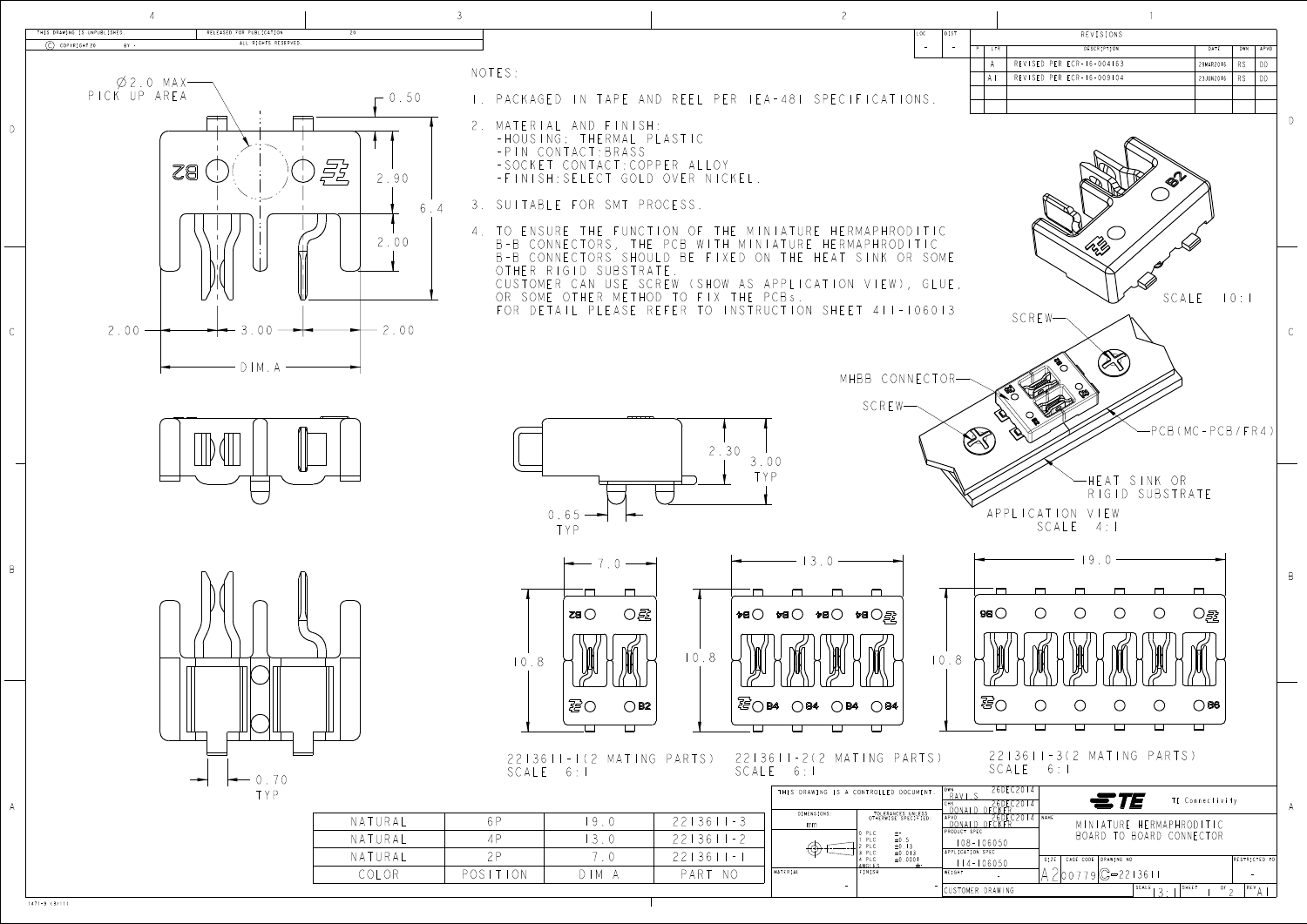THIS DRAWING IS UNPUBLISHED. RELEASED FOR PUBLICATION 20

© COPYRIGHT 20 BY - ALL RIGHTS RESERVED.

| LOC | DIST |
|---|---|
| - | - |

| REVISIONS | | | | |
|---|---|---|---|---|
| LTR | DESCRIPTION | DATE | DWN | APVD |
| A | REVISED PER ECR-16-004163 | 29MAR2016 | RS | DD |
| A1 | REVISED PER ECR-16-009104 | 23JUN2016 | RS | DD |

NOTES:

1. PACKAGED IN TAPE AND REEL PER IEA-481 SPECIFICATIONS.
2. MATERIAL AND FINISH:
   - HOUSING: THERMAL PLASTIC
   - PIN CONTACT: BRASS
   - SOCKET CONTACT: COPPER ALLOY
   - FINISH: SELECT GOLD OVER NICKEL.
3. SUITABLE FOR SMT PROCESS.
4. TO ENSURE THE FUNCTION OF THE MINIATURE HERMAPHRODITIC B-B CONNECTORS, THE PCB WITH MINIATURE HERMAPHRODITIC B-B CONNECTORS SHOULD BE FIXED ON THE HEAT SINK OR SOME OTHER RIGID SUBSTRATE.
   CUSTOMER CAN USE SCREW (SHOW AS APPLICATION VIEW), GLUE, OR SOME OTHER METHOD TO FIX THE PCBs.
   FOR DETAIL PLEASE REFER TO INSTRUCTION SHEET 411-106013

Ø2.0 MAX PICK UP AREA

0.50 | 2.90 | 6.4 | 2.00 | 2.00 | 3.00 | 2.00 | DIM.A | 0.70 TYP

2.30 | 3.00 TYP | 0.65 TYP

SCALE 10:1

SCREW | MHBB CONNECTOR | SCREW | PCB (MC-PCB/FR4) | HEAT SINK OR RIGID SUBSTRATE

APPLICATION VIEW SCALE 4:1

7.0 | 10.8 — 2213611-1 (2 MATING PARTS) SCALE 6:1

13.0 | 10.8 — 2213611-2 (2 MATING PARTS) SCALE 6:1

19.0 | 10.8 — 2213611-3 (2 MATING PARTS) SCALE 6:1

| COLOR | POSITION | DIM A | PART NO |
|---|---|---|---|
| NATURAL | 6P | 19.0 | 2213611-3 |
| NATURAL | 4P | 13.0 | 2213611-2 |
| NATURAL | 2P | 7.0 | 2213611-1 |

THIS DRAWING IS A CONTROLLED DOCUMENT.

DIMENSIONS: mm

TOLERANCES UNLESS OTHERWISE SPECIFIED: 0 PLC ±- ; 1 PLC ±0.5 ; 2 PLC ±0.13 ; 3 PLC ±0.013 ; 4 PLC ±0.0001 ; ANGLES ±-

MATERIAL: - | FINISH: -

DWN: RAVI S 26DEC2014

CHK: DONALD DECKER 26DEC2014

APVD: DONALD DECKER 26DEC2014

PRODUCT SPEC: 108-106050

APPLICATION SPEC: 114-106050

WEIGHT: -

TE Connectivity

NAME: MINIATURE HERMAPHRODITIC BOARD TO BOARD CONNECTOR

SIZE: A2 | CAGE CODE: 00779 | DRAWING NO: C-2213611 | RESTRICTED TO: -

CUSTOMER DRAWING | SCALE 13:1 | SHEET 1 OF 2 | REV A1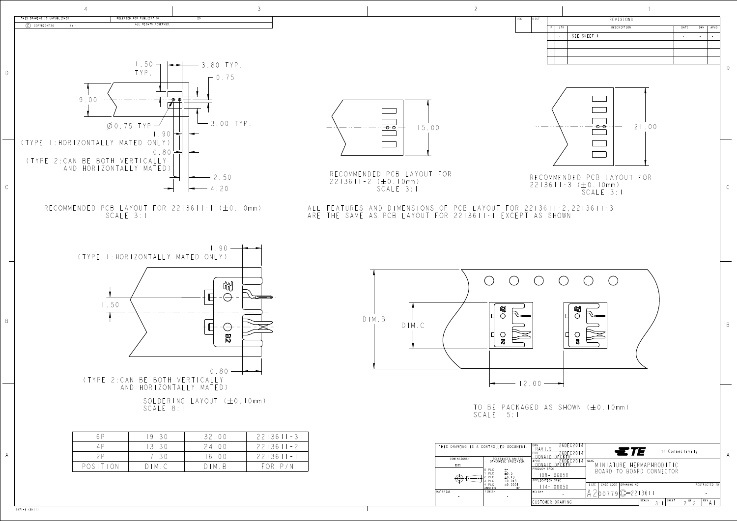THIS DRAWING IS UNPUBLISHED. RELEASED FOR PUBLICATION 20
© COPYRIGHT 20 BY - ALL RIGHTS RESERVED.

| LOC | DIST | | | | | | |
|---|---|---|---|---|---|---|---|
| | | REVISIONS | | | | | |
| | | P | LTR | DESCRIPTION | DATE | DWN | APVD |
| | | | - | SEE SHEET 1 | - | - | - |

1.50 TYP.
3.80 TYP.
0.75
9.00
Ø0.75 TYP
3.00 TYP.
1.90
(TYPE 1:HORIZONTALLY MATED ONLY)
0.80
(TYPE 2:CAN BE BOTH VERTICALLY AND HORIZONTALLY MATED)
2.50
4.20

RECOMMENDED PCB LAYOUT FOR 2213611-1 (±0.10mm)
SCALE 3:1

15.00

RECOMMENDED PCB LAYOUT FOR 2213611-2 (±0.10mm)
SCALE 3:1

21.00

RECOMMENDED PCB LAYOUT FOR 2213611-3 (±0.10mm)
SCALE 3:1

ALL FEATURES AND DIMENSIONS OF PCB LAYOUT FOR 2213611-2,2213611-3 ARE THE SAME AS PCB LAYOUT FOR 2213611-1 EXCEPT AS SHOWN

1.90
(TYPE 1:HORIZONTALLY MATED ONLY)
1.50
0.80
(TYPE 2:CAN BE BOTH VERTICALLY AND HORIZONTALLY MATED)

SOLDERING LAYOUT (±0.10mm)
SCALE 8:1

DIM.B
DIM.C
12.00

TO BE PACKAGED AS SHOWN (±0.10mm)
SCALE 5:1

| | | | |
|---|---|---|---|
| 6P | 19.30 | 32.00 | 2213611-3 |
| 4P | 13.30 | 24.00 | 2213611-2 |
| 2P | 7.30 | 16.00 | 2213611-1 |
| POSITION | DIM.C | DIM.B | FOR P/N |

THIS DRAWING IS A CONTROLLED DOCUMENT.

DIMENSIONS: mm

TOLERANCES UNLESS OTHERWISE SPECIFIED:
0 PLC ±-
1 PLC ±0.5
2 PLC ±0.13
3 PLC ±0.013
4 PLC ±0.0001
ANGLES ±-

MATERIAL -
FINISH -

DWN RAVLS 26DEC2014
CHK DONALD DECKER 26DEC2014
APVD DONALD DECKER 26DEC2014
PRODUCT SPEC 108-106050
APPLICATION SPEC 114-106050
WEIGHT -

TE Connectivity

NAME MINIATURE HERMAPHRODITIC BOARD TO BOARD CONNECTOR

SIZE A2 CAGE CODE 00779 DRAWING NO C-2213611 RESTRICTED TO -

CUSTOMER DRAWING SCALE 3:1 SHEET 2 OF 2 REV A1

1471-9 (3/11)